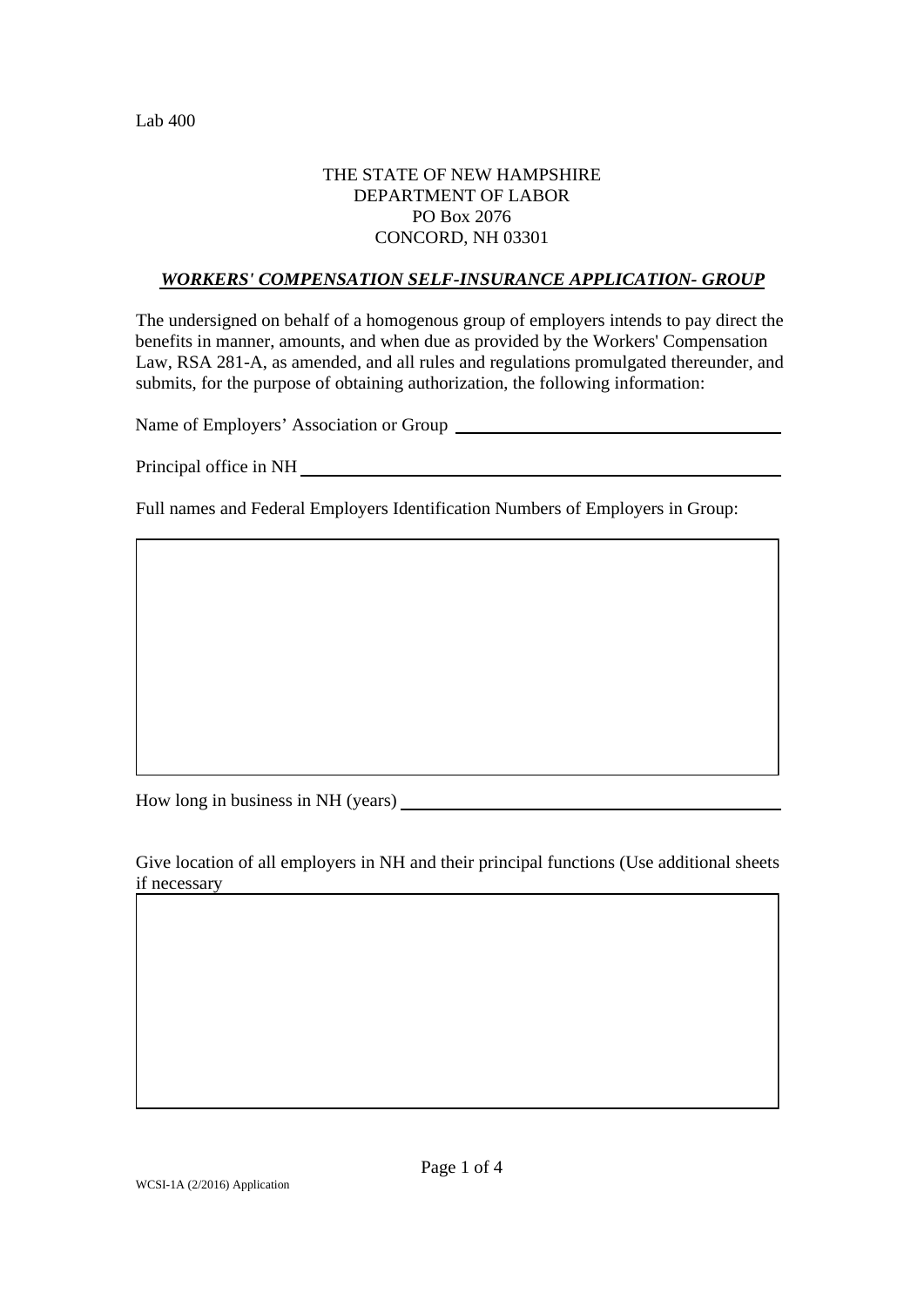Lab 400

THE STATE OF NEW HAMPSHIRE
DEPARTMENT OF LABOR
PO Box 2076
CONCORD, NH 03301

## ***WORKERS' COMPENSATION SELF-INSURANCE APPLICATION- GROUP***

The undersigned on behalf of a homogenous group of employers intends to pay direct the benefits in manner, amounts, and when due as provided by the Workers' Compensation Law, RSA 281-A, as amended, and all rules and regulations promulgated thereunder, and submits, for the purpose of obtaining authorization, the following information:

Name of Employers' Association or Group ______________________________

Principal office in NH ______________________________________________

Full names and Federal Employers Identification Numbers of Employers in Group:

| |
|---|
| |

How long in business in NH (years) ______________________________________

Give location of all employers in NH and their principal functions (Use additional sheets if necessary

| |
|---|
| |

WCSI-1A (2/2016) Application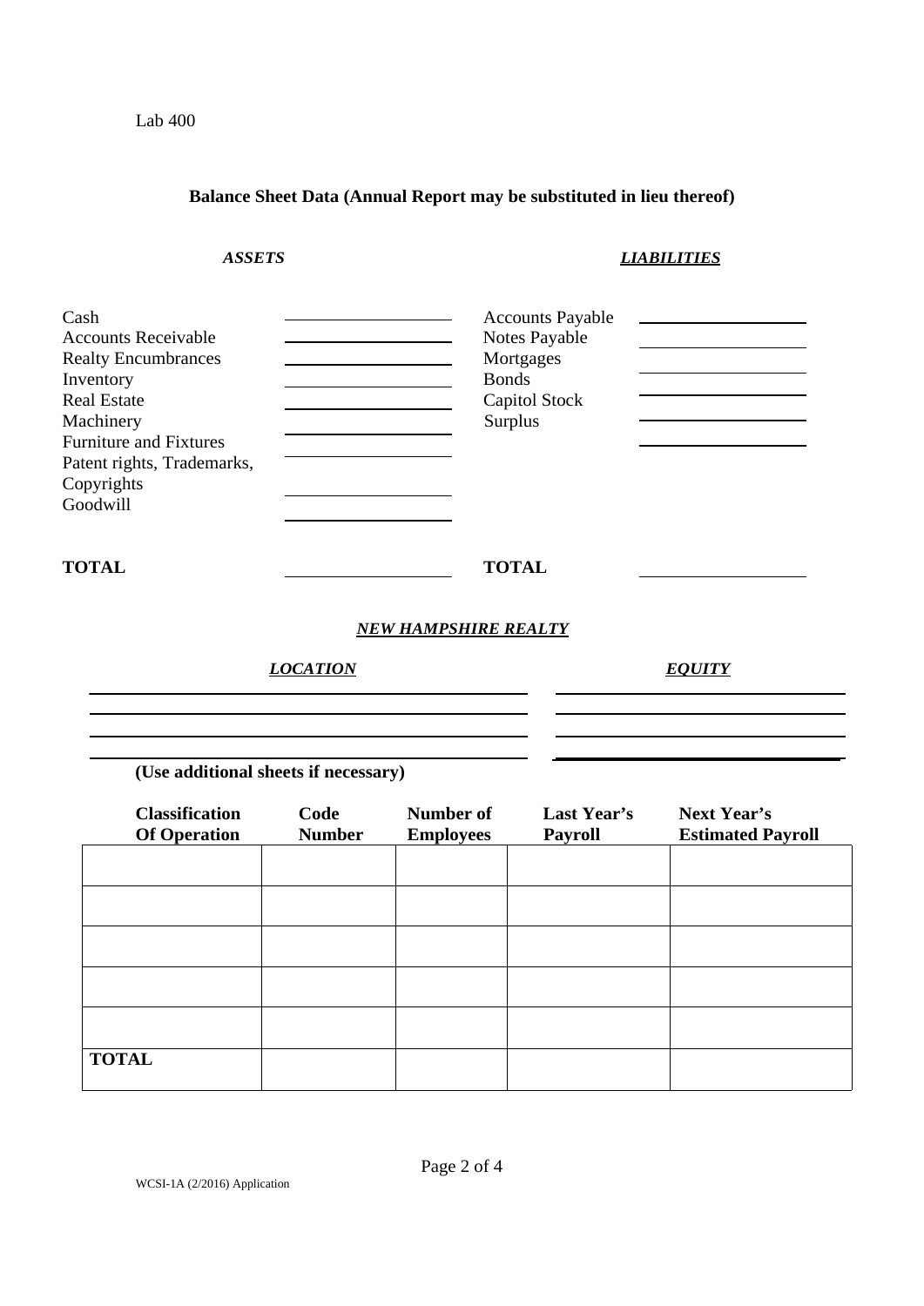Lab 400

## Balance Sheet Data (Annual Report may be substituted in lieu thereof)

| *ASSETS* | | *LIABILITIES* | |
|---|---|---|---|
| Cash | | Accounts Payable | |
| Accounts Receivable | | Notes Payable | |
| Realty Encumbrances | | Mortgages | |
| Inventory | | Bonds | |
| Real Estate | | Capitol Stock | |
| Machinery | | Surplus | |
| Furniture and Fixtures | | | |
| Patent rights, Trademarks, Copyrights | | | |
| Goodwill | | | |
| **TOTAL** | | **TOTAL** | |

### *NEW HAMPSHIRE REALTY*

| *LOCATION* | *EQUITY* |
|---|---|
| | |
| | |
| | |
| | |

**(Use additional sheets if necessary)**

| Classification Of Operation | Code Number | Number of Employees | Last Year's Payroll | Next Year's Estimated Payroll |
|---|---|---|---|---|
| | | | | |
| | | | | |
| | | | | |
| | | | | |
| | | | | |
| **TOTAL** | | | | |

WCSI-1A (2/2016) Application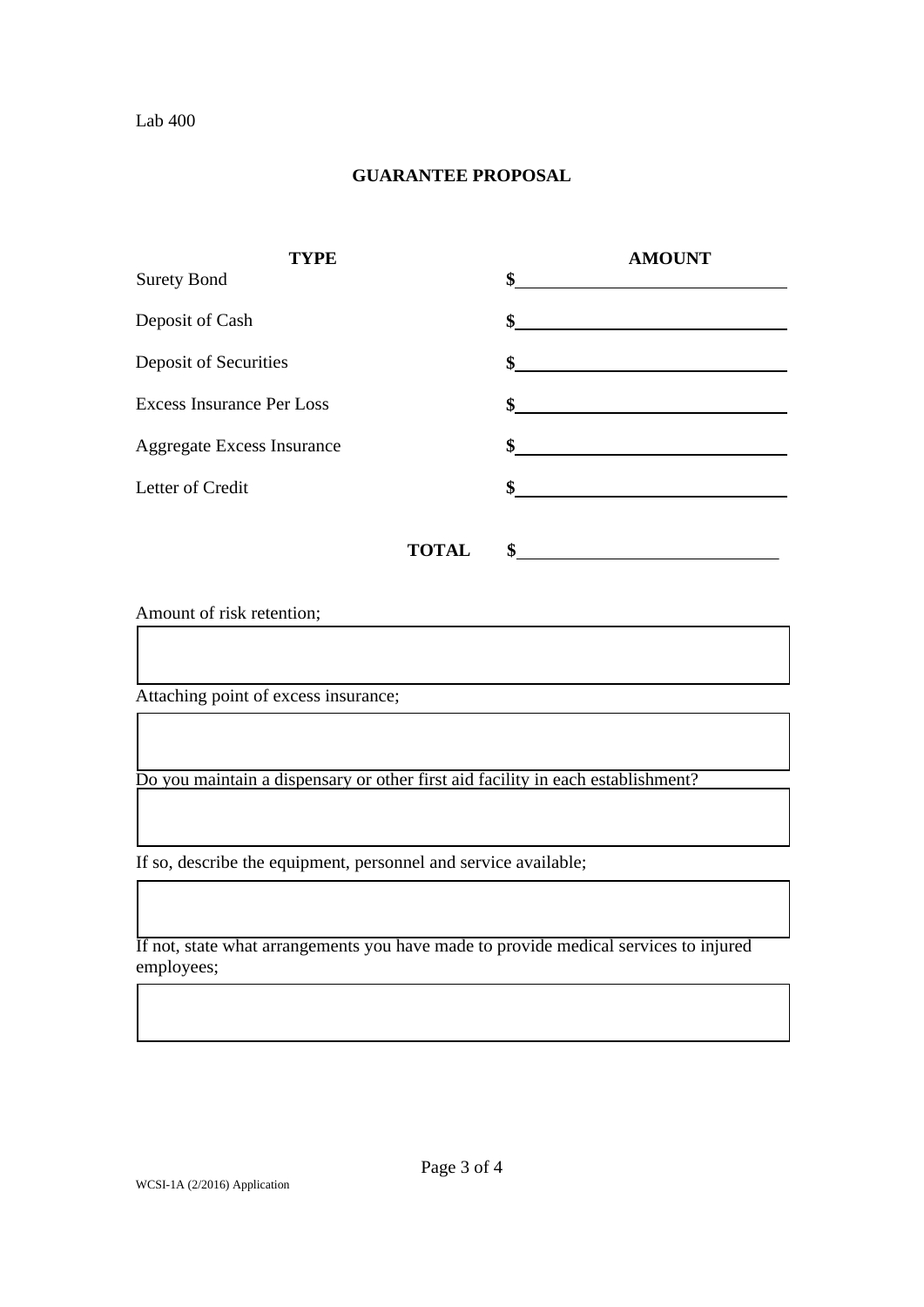Lab 400

## GUARANTEE PROPOSAL

| TYPE | AMOUNT |
| --- | --- |
| Surety Bond | $ |
| Deposit of Cash | $ |
| Deposit of Securities | $ |
| Excess Insurance Per Loss | $ |
| Aggregate Excess Insurance | $ |
| Letter of Credit | $ |
| **TOTAL** | $ |

Amount of risk retention;

Attaching point of excess insurance;

Do you maintain a dispensary or other first aid facility in each establishment?

If so, describe the equipment, personnel and service available;

If not, state what arrangements you have made to provide medical services to injured employees;

WCSI-1A (2/2016) Application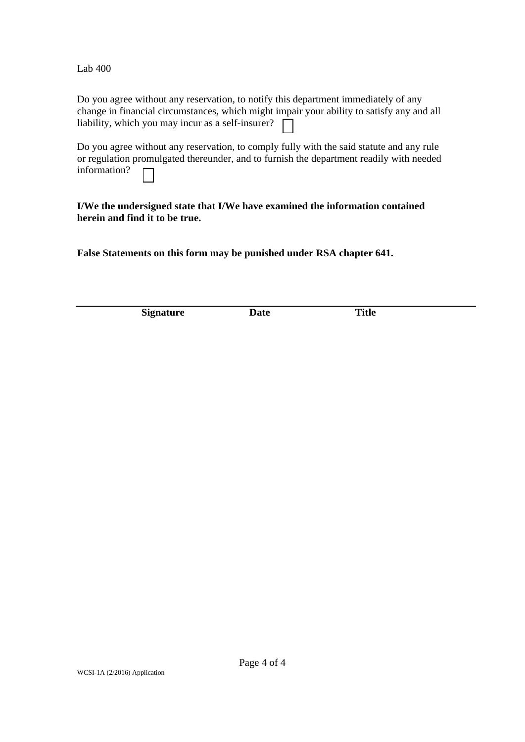Lab 400

Do you agree without any reservation, to notify this department immediately of any change in financial circumstances, which might impair your ability to satisfy any and all liability, which you may incur as a self-insurer? ☐

Do you agree without any reservation, to comply fully with the said statute and any rule or regulation promulgated thereunder, and to furnish the department readily with needed information? ☐

**I/We the undersigned state that I/We have examined the information contained herein and find it to be true.**

**False Statements on this form may be punished under RSA chapter 641.**

---

**Signature** **Date** **Title**

WCSI-1A (2/2016) Application